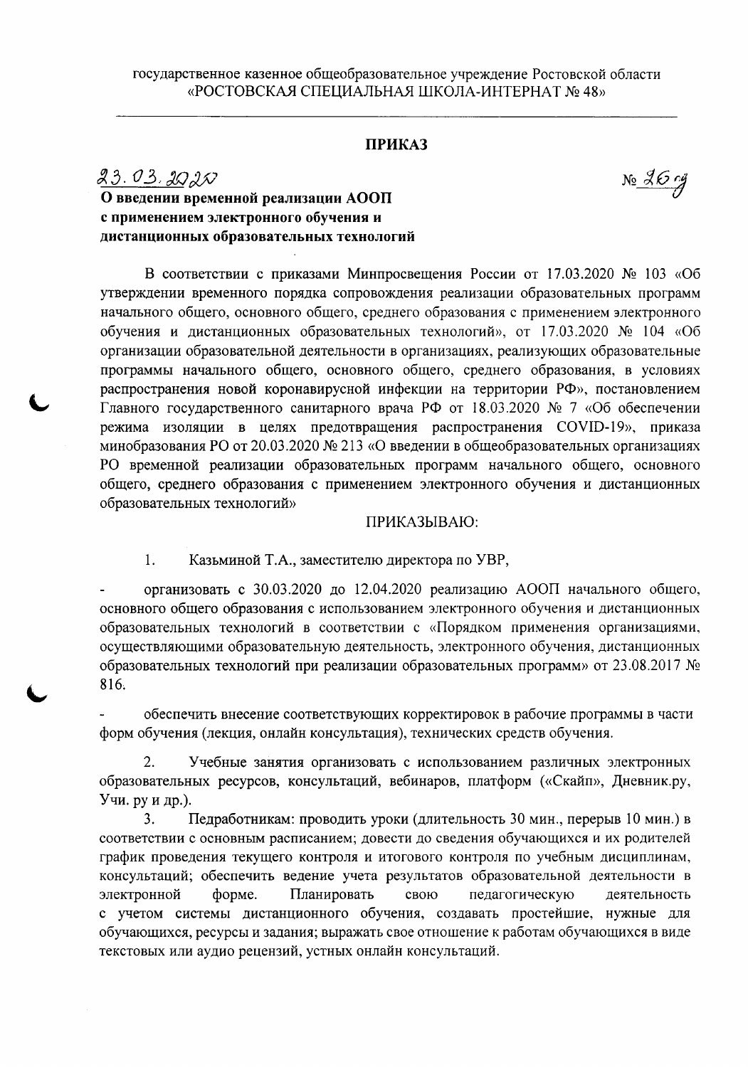государственное казенное общеобразовательное учреждение Ростовской области
«РОСТОВСКАЯ СПЕЦИАЛЬНАЯ ШКОЛА-ИНТЕРНАТ № 48»

---

## ПРИКАЗ

23.03.2020 № 26 од

**О введении временной реализации АООП с применением электронного обучения и дистанционных образовательных технологий**

В соответствии с приказами Минпросвещения России от 17.03.2020 № 103 «Об утверждении временного порядка сопровождения реализации образовательных программ начального общего, основного общего, среднего образования с применением электронного обучения и дистанционных образовательных технологий», от 17.03.2020 № 104 «Об организации образовательной деятельности в организациях, реализующих образовательные программы начального общего, основного общего, среднего образования, в условиях распространения новой коронавирусной инфекции на территории РФ», постановлением Главного государственного санитарного врача РФ от 18.03.2020 № 7 «Об обеспечении режима изоляции в целях предотвращения распространения COVID-19», приказа минобразования РО от 20.03.2020 № 213 «О введении в общеобразовательных организациях РО временной реализации образовательных программ начального общего, основного общего, среднего образования с применением электронного обучения и дистанционных образовательных технологий»

ПРИКАЗЫВАЮ:

1. Казьминой Т.А., заместителю директора по УВР,

- организовать с 30.03.2020 до 12.04.2020 реализацию АООП начального общего, основного общего образования с использованием электронного обучения и дистанционных образовательных технологий в соответствии с «Порядком применения организациями, осуществляющими образовательную деятельность, электронного обучения, дистанционных образовательных технологий при реализации образовательных программ» от 23.08.2017 № 816.

- обеспечить внесение соответствующих корректировок в рабочие программы в части форм обучения (лекция, онлайн консультация), технических средств обучения.

2. Учебные занятия организовать с использованием различных электронных образовательных ресурсов, консультаций, вебинаров, платформ («Скайп», Дневник.ру, Учи. ру и др.).

3. Педработникам: проводить уроки (длительность 30 мин., перерыв 10 мин.) в соответствии с основным расписанием; довести до сведения обучающихся и их родителей график проведения текущего контроля и итогового контроля по учебным дисциплинам, консультаций; обеспечить ведение учета результатов образовательной деятельности в электронной форме. Планировать свою педагогическую деятельность с учетом системы дистанционного обучения, создавать простейшие, нужные для обучающихся, ресурсы и задания; выражать свое отношение к работам обучающихся в виде текстовых или аудио рецензий, устных онлайн консультаций.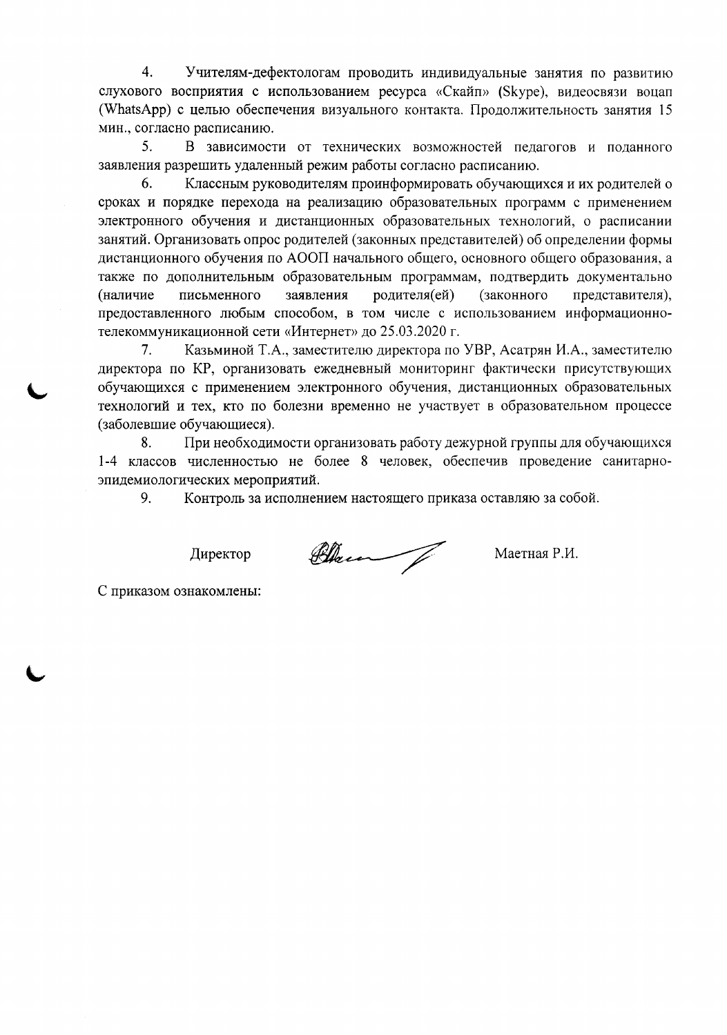4. Учителям-дефектологам проводить индивидуальные занятия по развитию слухового восприятия с использованием ресурса «Скайп» (Skype), видеосвязи воцап (WhatsApp) с целью обеспечения визуального контакта. Продолжительность занятия 15 мин., согласно расписанию.

5. В зависимости от технических возможностей педагогов и поданного заявления разрешить удаленный режим работы согласно расписанию.

6. Классным руководителям проинформировать обучающихся и их родителей о сроках и порядке перехода на реализацию образовательных программ с применением электронного обучения и дистанционных образовательных технологий, о расписании занятий. Организовать опрос родителей (законных представителей) об определении формы дистанционного обучения по АООП начального общего, основного общего образования, а также по дополнительным образовательным программам, подтвердить документально (наличие письменного заявления родителя(ей) (законного представителя), предоставленного любым способом, в том числе с использованием информационно-телекоммуникационной сети «Интернет» до 25.03.2020 г.

7. Казьминой Т.А., заместителю директора по УВР, Асатрян И.А., заместителю директора по КР, организовать ежедневный мониторинг фактически присутствующих обучающихся с применением электронного обучения, дистанционных образовательных технологий и тех, кто по болезни временно не участвует в образовательном процессе (заболевшие обучающиеся).

8. При необходимости организовать работу дежурной группы для обучающихся 1-4 классов численностью не более 8 человек, обеспечив проведение санитарно-эпидемиологических мероприятий.

9. Контроль за исполнением настоящего приказа оставляю за собой.

Директор Маетная Р.И.

С приказом ознакомлены: